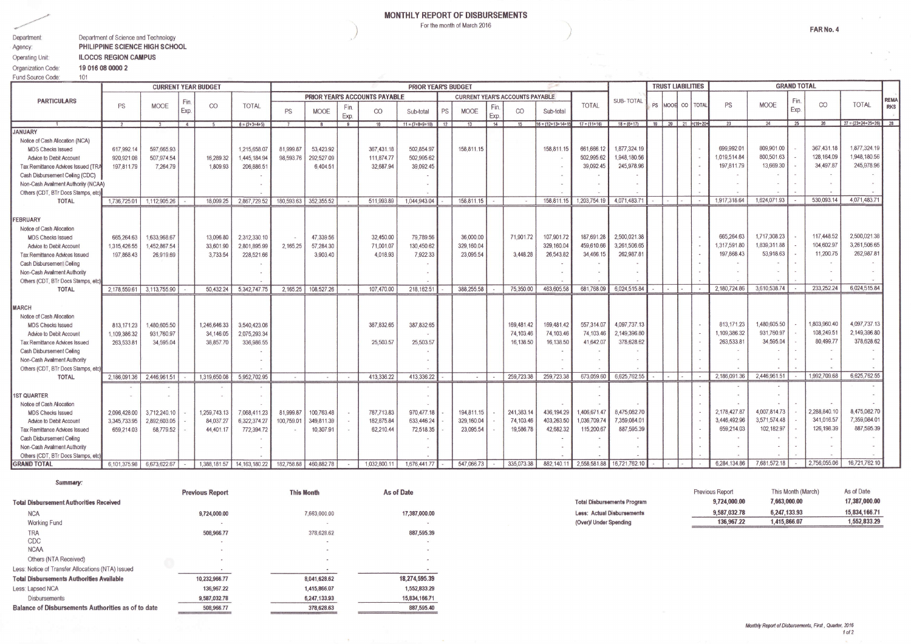# MONTHLY REPORT OF DISBURSEMENTS

For the month of March 2016

**FAR No. 4**

Department: Department of Science and Technology
Agency: **PHILIPPINE SCIENCE HIGH SCHOOL**
Operating Unit: **ILOCOS REGION CAMPUS**
Organization Code: **19 016 08 0000 2**
Fund Source Code: 101

| PARTICULARS | CURRENT YEAR BUDGET | | | | | PRIOR YEAR'S BUDGET | | | | | | | | | | | | SUB-TOTAL | TRUST LIABILITIES | | | | GRAND TOTAL | | | | | REMARKS |
|---|---|---|---|---|---|---|---|---|---|---|---|---|---|---|---|---|---|---|---|---|---|---|---|---|---|---|---|---|
| | | | | | | PRIOR YEAR'S ACCOUNTS PAYABLE | | | | | CURRENT YEAR'S ACCOUNTS PAYABLE | | | | | TOTAL | | | | | | | | | | | | |
| | PS | MOOE | Fin. Exp. | CO | TOTAL | PS | MOOE | Fin. Exp. | CO | Sub-total | PS | MOOE | Fin. Exp. | CO | Sub-total | | | | PS | MOOE | CO | TOTAL | PS | MOOE | Fin. Exp. | CO | TOTAL | |
| 1 | 2 | 3 | 4 | 5 | 6 = (2+3+4+5) | 7 | 8 | 9 | 10 | 11 = (7+8+9+10) | 12 | 13 | 14 | 15 | 16 = (12+13+14+15) | 17 = (11+16) | 18 = (6+17) | | 19 | 20 | 21 | =(19+20+ | 23 | 24 | 25 | 26 | 27 = (23+24+25+26) | 28 |
| **JANUARY** | | | | | | | | | | | | | | | | | | | | | | | | | | | | |
| Notice of Cash Allocation (NCA) | | | | | | | | | | | | | | | | | | | | | | | | | | | | |
| MDS Checks Issued | 617,992.14 | 597,665.93 | | | 1,215,658.07 | 81,999.87 | 53,423.92 | | 367,431.18 | 502,854.97 | | 158,811.15 | | | 158,811.15 | 661,666.12 | 1,877,324.19 | | | | | - | 699,992.01 | 809,901.00 | - | 367,431.18 | 1,877,324.19 | |
| Advice to Debit Account | 920,921.06 | 507,974.54 | | 16,289.32 | 1,445,184.94 | 98,593.76 | 292,527.09 | | 111,874.77 | 502,995.62 | | | | | - | 502,995.62 | 1,948,180.56 | | | | | - | 1,019,514.84 | 800,501.63 | - | 128,164.09 | 1,948,180.56 | |
| Tax Remittance Advices Issued (TRA) | 197,811.79 | 7,264.79 | | 1,809.93 | 206,886.51 | | 6,404.51 | | 32,687.94 | 39,092.45 | | | | | - | 39,092.45 | 245,978.96 | | | | | - | 197,811.79 | 13,669.30 | - | 34,497.87 | 245,978.96 | |
| Cash Disbursement Ceiling (CDC) | | | | | - | | | | | - | | | | | - | - | - | | | | | - | - | - | - | - | - | |
| Non-Cash Availment Authority (NCAA) | | | | | - | | | | | - | | | | | - | - | - | | | | | - | - | - | - | - | - | |
| Others (CDT, BTr Docs Stamps, etc) | | | | | - | | | | | - | | | | | - | - | - | | | | | - | - | - | - | - | - | |
| **TOTAL** | 1,736,725.01 | 1,112,905.26 | - | 18,099.25 | 2,867,729.52 | 180,593.63 | 352,355.52 | - | 511,993.89 | 1,044,943.04 | - | 158,811.15 | - | - | 158,811.15 | 1,203,754.19 | 4,071,483.71 | | - | - | - | - | 1,917,318.64 | 1,624,071.93 | - | 530,093.14 | 4,071,483.71 | |
| **FEBRUARY** | | | | | | | | | | | | | | | | | | | | | | | | | | | | |
| Notice of Cash Allocation | | | | | | | | | | | | | | | | | | | | | | | | | | | | |
| MDS Checks Issued | 665,264.63 | 1,633,968.67 | | 13,096.80 | 2,312,330.10 | - | 47,339.56 | | 32,450.00 | 79,789.56 | | 36,000.00 | | 71,901.72 | 107,901.72 | 187,691.28 | 2,500,021.38 | | | | | - | 665,264.63 | 1,717,308.23 | - | 117,448.52 | 2,500,021.38 | |
| Advice to Debit Account | 1,315,426.55 | 1,452,867.54 | | 33,601.90 | 2,801,895.99 | 2,165.25 | 57,284.30 | | 71,001.07 | 130,450.62 | | 329,160.04 | | | 329,160.04 | 459,610.66 | 3,261,506.65 | | | | | - | 1,317,591.80 | 1,839,311.88 | - | 104,602.97 | 3,261,506.65 | |
| Tax Remittance Advices Issued | 197,868.43 | 26,919.69 | | 3,733.54 | 228,521.66 | | 3,903.40 | | 4,018.93 | 7,922.33 | | 23,095.54 | | 3,448.28 | 26,543.82 | 34,466.15 | 262,987.81 | | | | | - | 197,868.43 | 53,918.63 | - | 11,200.75 | 262,987.81 | |
| Cash Disbursement Ceiling | | | | | - | | | | | - | | | | | - | - | - | | | | | - | - | - | - | - | - | |
| Non-Cash Availment Authority | | | | | - | | | | | - | | | | | - | - | - | | | | | - | - | - | - | - | - | |
| Others (CDT, BTr Docs Stamps, etc) | | | | | - | | | | | - | | | | | - | - | - | | | | | - | - | - | - | - | - | |
| **TOTAL** | 2,178,559.61 | 3,113,755.90 | - | 50,432.24 | 5,342,747.75 | 2,165.25 | 108,527.26 | - | 107,470.00 | 218,162.51 | - | 388,255.58 | - | 75,350.00 | 463,605.58 | 681,768.09 | 6,024,515.84 | | - | - | - | - | 2,180,724.86 | 3,610,538.74 | - | 233,252.24 | 6,024,515.84 | |
| **MARCH** | | | | | | | | | | | | | | | | | | | | | | | | | | | | |
| Notice of Cash Allocation | | | | | | | | | | | | | | | | | | | | | | | | | | | | |
| MDS Checks Issued | 813,171.23 | 1,480,605.50 | | 1,246,646.33 | 3,540,423.06 | | | | 387,832.65 | 387,832.65 | | | | 169,481.42 | 169,481.42 | 557,314.07 | 4,097,737.13 | | | | | - | 813,171.23 | 1,480,605.50 | - | 1,803,960.40 | 4,097,737.13 | |
| Advice to Debit Account | 1,109,386.32 | 931,760.97 | | 34,146.05 | 2,075,293.34 | | | | | - | | | | 74,103.46 | 74,103.46 | 74,103.46 | 2,149,396.80 | | | | | - | 1,109,386.32 | 931,760.97 | - | 108,249.51 | 2,149,396.80 | |
| Tax Remittance Advices Issued | 263,533.81 | 34,595.04 | | 38,857.70 | 336,986.55 | | | | 25,503.57 | 25,503.57 | | | | 16,138.50 | 16,138.50 | 41,642.07 | 378,628.62 | | | | | - | 263,533.81 | 34,595.04 | - | 80,499.77 | 378,628.62 | |
| Cash Disbursement Ceiling | | | | | - | | | | | - | | | | | - | - | - | | | | | - | - | - | - | - | - | |
| Non-Cash Availment Authority | | | | | - | | | | | - | | | | | - | - | - | | | | | - | - | - | - | - | - | |
| Others (CDT, BTr Docs Stamps, etc) | | | | | - | | | | | - | | | | | - | - | - | | | | | - | - | - | - | - | - | |
| **TOTAL** | 2,186,091.36 | 2,446,961.51 | - | 1,319,650.08 | 5,952,702.95 | - | - | - | 413,336.22 | 413,336.22 | - | - | - | 259,723.38 | 259,723.38 | 673,059.60 | 6,625,762.55 | | - | - | - | - | 2,186,091.36 | 2,446,961.51 | - | 1,992,709.68 | 6,625,762.55 | |
| **1ST QUARTER** | - | - | | - | - | | | | | | | | | | | | | | | | | - | - | - | | - | - | |
| Notice of Cash Allocation | | | | | | | | | | | | | | | | | | | | | | | | | | | | |
| MDS Checks Issued | 2,096,428.00 | 3,712,240.10 | - | 1,259,743.13 | 7,068,411.23 | 81,999.87 | 100,763.48 | - | 787,713.83 | 970,477.18 | - | 194,811.15 | - | 241,383.14 | 436,194.29 | 1,406,671.47 | 8,475,082.70 | | | | | - | 2,178,427.87 | 4,007,814.73 | - | 2,288,840.10 | 8,475,082.70 | |
| Advice to Debit Account | 3,345,733.95 | 2,892,603.05 | - | 84,037.27 | 6,322,374.27 | 100,759.01 | 349,811.39 | - | 182,875.84 | 633,446.24 | - | 329,160.04 | - | 74,103.46 | 403,263.50 | 1,036,709.74 | 7,359,084.01 | | | | | - | 3,446,492.96 | 3,571,574.48 | - | 341,016.57 | 7,359,084.01 | |
| Tax Remittance Advices Issued | 659,214.03 | 68,779.52 | - | 44,401.17 | 772,394.72 | - | 10,307.91 | - | 62,210.44 | 72,518.35 | - | 23,095.54 | - | 19,586.78 | 42,682.32 | 115,200.67 | 887,595.39 | | | | | - | 659,214.03 | 102,182.97 | - | 126,198.39 | 887,595.39 | |
| Cash Disbursement Ceiling | | | | | - | | | | | - | | | | | - | - | - | | | | | - | - | - | - | - | - | |
| Non-Cash Availment Authority | | | | | - | | | | | - | | | | | - | - | - | | | | | - | - | - | - | - | - | |
| Others (CDT, BTr Docs Stamps, etc) | | | | | - | | | | | - | | | | | - | - | - | | | | | - | - | - | - | - | - | |
| **GRAND TOTAL** | 6,101,375.98 | 6,673,622.67 | - | 1,388,181.57 | 14,163,180.22 | 182,758.88 | 460,882.78 | - | 1,032,800.11 | 1,676,441.77 | - | 547,066.73 | - | 335,073.38 | 882,140.11 | 2,558,581.88 | 16,721,762.10 | | - | - | - | - | 6,284,134.86 | 7,681,572.18 | - | 2,756,055.06 | 16,721,762.10 | |

***Summary:***

| | Previous Report | This Month | As of Date |
|---|---|---|---|
| **Total Disbursement Authorities Received** | | | |
| NCA | 9,724,000.00 | 7,663,000.00 | 17,387,000.00 |
| Working Fund | - | - | - |
| TRA | 508,966.77 | 378,628.62 | 887,595.39 |
| CDC | - | - | - |
| NCAA | - | - | - |
| Others (NTA Received) | - | - | - |
| Less: Notice of Transfer Allocations (NTA) Issued | - | - | - |
| **Total Disbursements Authorities Available** | 10,232,966.77 | 8,041,628.62 | 18,274,595.39 |
| Less: Lapsed NCA | 136,967.22 | 1,415,866.07 | 1,552,833.29 |
| Disbursements | 9,587,032.78 | 6,247,133.93 | 15,834,166.71 |
| **Balance of Disbursements Authorities as of to date** | 508,966.77 | 378,628.63 | 887,595.40 |

| | Previous Report | This Month (March) | As of Date |
|---|---|---|---|
| **Total Disbursements Program** | **9,724,000.00** | **7,663,000.00** | **17,387,000.00** |
| **Less: Actual Disbursements** | **9,587,032.78** | **6,247,133.93** | **15,834,166.71** |
| **(Over)/ Under Spending** | **136,967.22** | **1,415,866.07** | **1,552,833.29** |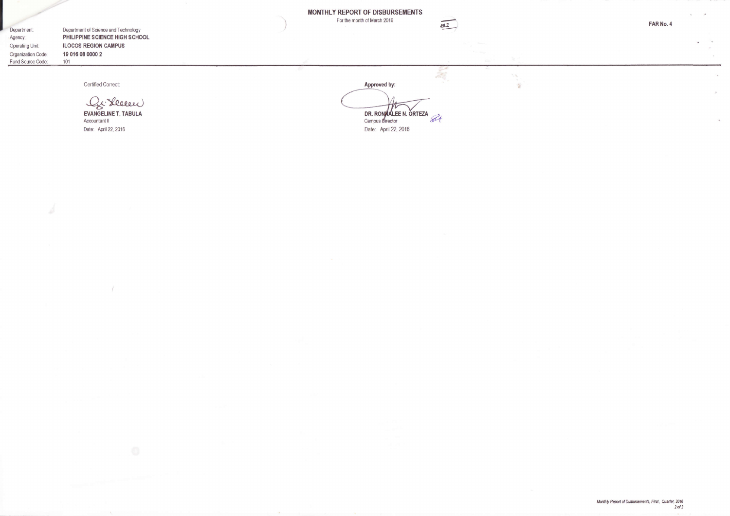# MONTHLY REPORT OF DISBURSEMENTS

For the month of March 2016

**FAR No. 4**

| | |
|---|---|
| Department: | Department of Science and Technology |
| Agency: | **PHILIPPINE SCIENCE HIGH SCHOOL** |
| Operating Unit: | **ILOCOS REGION CAMPUS** |
| Organization Code: | **19 016 08 0000 2** |
| Fund Source Code: | 101 |

Certified Correct:

**EVANGELINE T. TABULA**
Accountant II
Date: April 22, 2016

**Approved by:**

**DR. RONNALEE N. ORTEZA**
Campus Director
Date: April 22, 2016

*Monthly Report of Disbursements, First , Quarter, 2016*